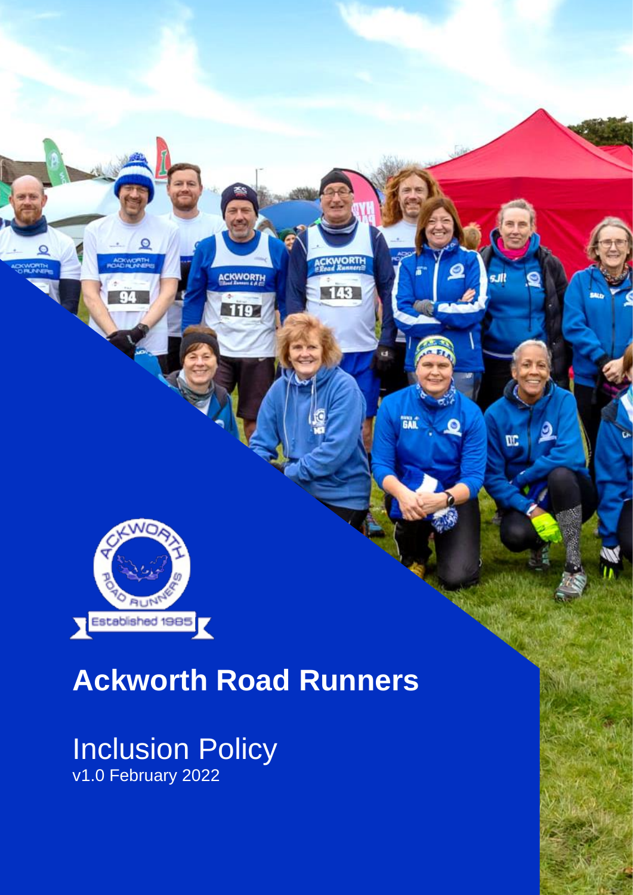# Ackworth Road Runners

## Inclusion Policy

v1.0 February 2022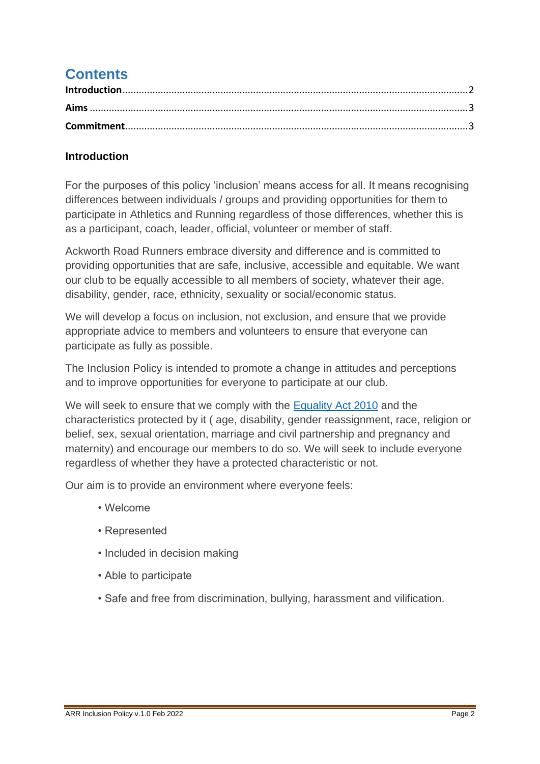# Contents

**Introduction** .......... 2

**Aims** .......... 3

**Commitment** .......... 3

### Introduction

For the purposes of this policy 'inclusion' means access for all. It means recognising differences between individuals / groups and providing opportunities for them to participate in Athletics and Running regardless of those differences, whether this is as a participant, coach, leader, official, volunteer or member of staff.

Ackworth Road Runners embrace diversity and difference and is committed to providing opportunities that are safe, inclusive, accessible and equitable. We want our club to be equally accessible to all members of society, whatever their age, disability, gender, race, ethnicity, sexuality or social/economic status.

We will develop a focus on inclusion, not exclusion, and ensure that we provide appropriate advice to members and volunteers to ensure that everyone can participate as fully as possible.

The Inclusion Policy is intended to promote a change in attitudes and perceptions and to improve opportunities for everyone to participate at our club.

We will seek to ensure that we comply with the Equality Act 2010 and the characteristics protected by it ( age, disability, gender reassignment, race, religion or belief, sex, sexual orientation, marriage and civil partnership and pregnancy and maternity) and encourage our members to do so. We will seek to include everyone regardless of whether they have a protected characteristic or not.

Our aim is to provide an environment where everyone feels:

- Welcome
- Represented
- Included in decision making
- Able to participate
- Safe and free from discrimination, bullying, harassment and vilification.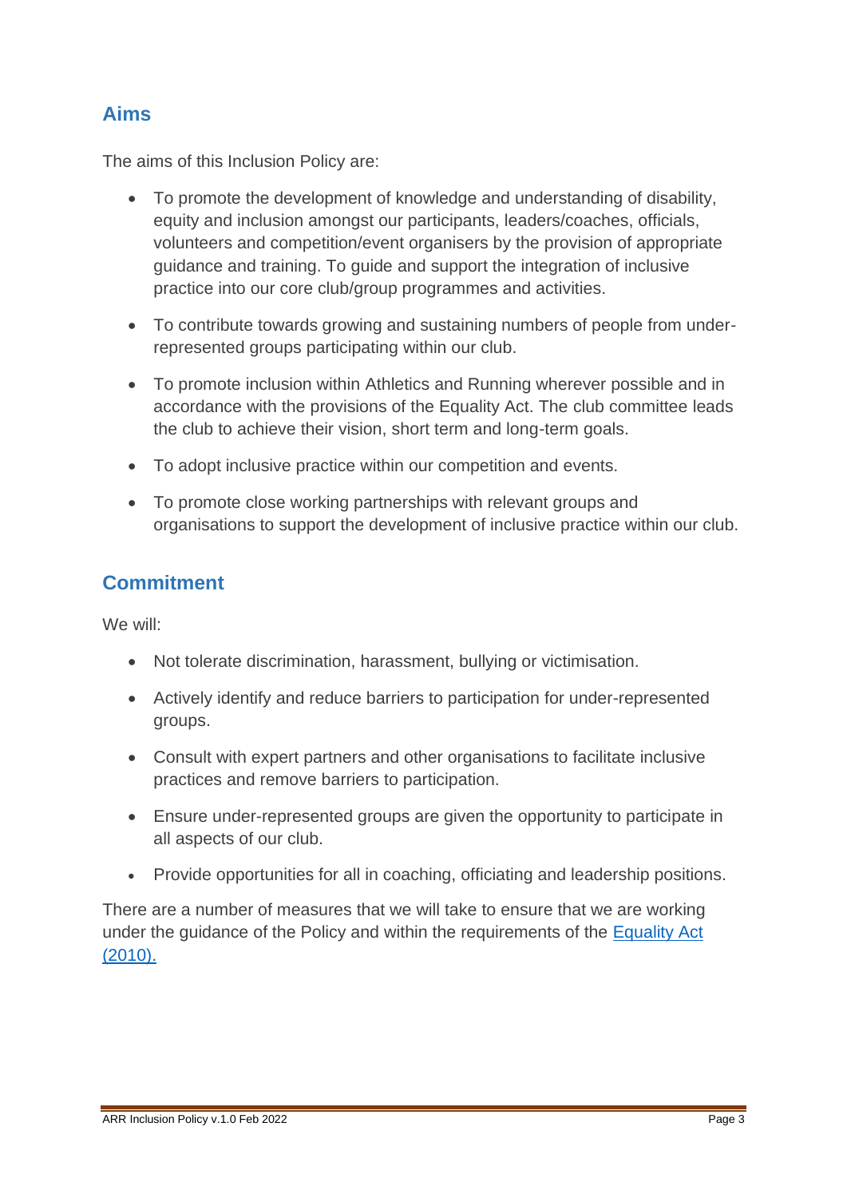## Aims

The aims of this Inclusion Policy are:

- To promote the development of knowledge and understanding of disability, equity and inclusion amongst our participants, leaders/coaches, officials, volunteers and competition/event organisers by the provision of appropriate guidance and training. To guide and support the integration of inclusive practice into our core club/group programmes and activities.
- To contribute towards growing and sustaining numbers of people from under-represented groups participating within our club.
- To promote inclusion within Athletics and Running wherever possible and in accordance with the provisions of the Equality Act. The club committee leads the club to achieve their vision, short term and long-term goals.
- To adopt inclusive practice within our competition and events.
- To promote close working partnerships with relevant groups and organisations to support the development of inclusive practice within our club.

## Commitment

We will:

- Not tolerate discrimination, harassment, bullying or victimisation.
- Actively identify and reduce barriers to participation for under-represented groups.
- Consult with expert partners and other organisations to facilitate inclusive practices and remove barriers to participation.
- Ensure under-represented groups are given the opportunity to participate in all aspects of our club.
- Provide opportunities for all in coaching, officiating and leadership positions.

There are a number of measures that we will take to ensure that we are working under the guidance of the Policy and within the requirements of the [Equality Act (2010).]()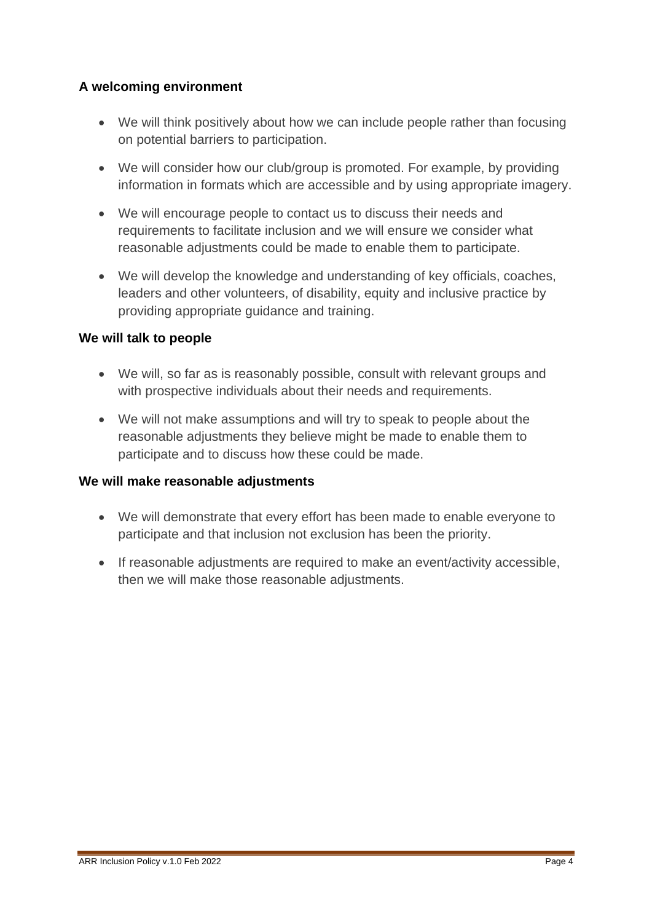### A welcoming environment

- We will think positively about how we can include people rather than focusing on potential barriers to participation.
- We will consider how our club/group is promoted. For example, by providing information in formats which are accessible and by using appropriate imagery.
- We will encourage people to contact us to discuss their needs and requirements to facilitate inclusion and we will ensure we consider what reasonable adjustments could be made to enable them to participate.
- We will develop the knowledge and understanding of key officials, coaches, leaders and other volunteers, of disability, equity and inclusive practice by providing appropriate guidance and training.

### We will talk to people

- We will, so far as is reasonably possible, consult with relevant groups and with prospective individuals about their needs and requirements.
- We will not make assumptions and will try to speak to people about the reasonable adjustments they believe might be made to enable them to participate and to discuss how these could be made.

### We will make reasonable adjustments

- We will demonstrate that every effort has been made to enable everyone to participate and that inclusion not exclusion has been the priority.
- If reasonable adjustments are required to make an event/activity accessible, then we will make those reasonable adjustments.